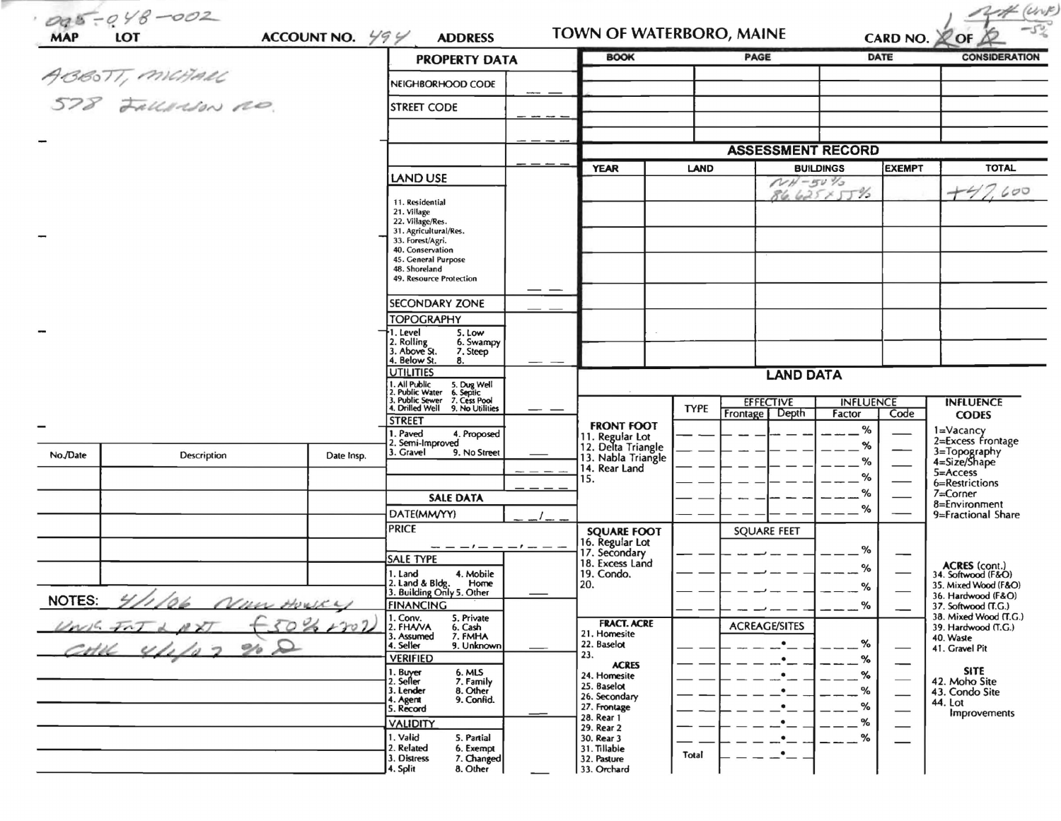005-048-002

| MAP | LOT | ACCOUNT NO. 494 | ADDRESS | TOWN OF WATERBORO, MAINE | CARD NO. 2 OF 2 |
|---|---|---|---|---|---|

ABBOTT, MICHAEL
578 FALLSTON RD.

## PROPERTY DATA

| Field | Value |
|---|---|
| NEIGHBORHOOD CODE | |
| STREET CODE | |

**LAND USE**
11. Residential
21. Village
22. Village/Res.
31. Agricultural/Res.
33. Forest/Agri.
40. Conservation
45. General Purpose
48. Shoreland
49. Resource Protection

**SECONDARY ZONE**

**TOPOGRAPHY**
1. Level 5. Low
2. Rolling 6. Swampy
3. Above St. 7. Steep
4. Below St. 8.

**UTILITIES**
1. All Public 5. Dug Well
2. Public Water 6. Septic
3. Public Sewer 7. Cess Pool
4. Drilled Well 9. No Utilities

**STREET**
1. Paved 4. Proposed
2. Semi-Improved
3. Gravel 9. No Street

## SALE DATA

DATE(MM/YY)

PRICE

**SALE TYPE**
1. Land 4. Mobile Home
2. Land & Bldg.
3. Building Only 5. Other

**FINANCING**
1. Conv. 5. Private
2. FHA/VA 6. Cash
3. Assumed 7. FMHA
4. Seller 9. Unknown

**VERIFIED**
1. Buyer 6. MLS
2. Seller 7. Family
3. Lender 8. Other
4. Agent 9. Confid.
5. Record

**VALIDITY**
1. Valid 5. Partial
2. Related 6. Exempt
3. Distress 7. Changed
4. Split 8. Other

| No./Date | Description | Date Insp. |
|---|---|---|
| | | |

NOTES: 4/1/06 New House Unit 50% & 50% (50% 1907)
CHK 4/1/07 90%

| BOOK | PAGE | DATE | CONSIDERATION |
|---|---|---|---|
| | | | |

## ASSESSMENT RECORD

| YEAR | LAND | BUILDINGS | EXEMPT | TOTAL |
|---|---|---|---|---|
| | | NH-50% 86,625 x 55% | | +47,600 |

## LAND DATA

| | TYPE | EFFECTIVE Frontage | EFFECTIVE Depth | INFLUENCE Factor | INFLUENCE Code |
|---|---|---|---|---|---|
| **FRONT FOOT** 11. Regular Lot 12. Delta Triangle 13. Nabla Triangle 14. Rear Land 15. | | | | % | |
| **SQUARE FOOT** 16. Regular Lot 17. Secondary 18. Excess Land 19. Condo. 20. | | SQUARE FEET | | % | |
| **FRACT. ACRE** 21. Homesite 22. Baselot 23. | | ACREAGE/SITES | | % | |
| **ACRES** 24. Homesite 25. Baselot 26. Secondary 27. Frontage 28. Rear 1 29. Rear 2 30. Rear 3 31. Tillable 32. Pasture 33. Orchard | Total | | | % | |

**INFLUENCE CODES**
1=Vacancy
2=Excess Frontage
3=Topography
4=Size/Shape
5=Access
6=Restrictions
7=Corner
8=Environment
9=Fractional Share

**ACRES (cont.)**
34. Softwood (F&O)
35. Mixed Wood (F&O)
36. Hardwood (F&O)
37. Softwood (T.G.)
38. Mixed Wood (T.G.)
39. Hardwood (T.G.)
40. Waste
41. Gravel Pit

**SITE**
42. Moho Site
43. Condo Site
44. Lot Improvements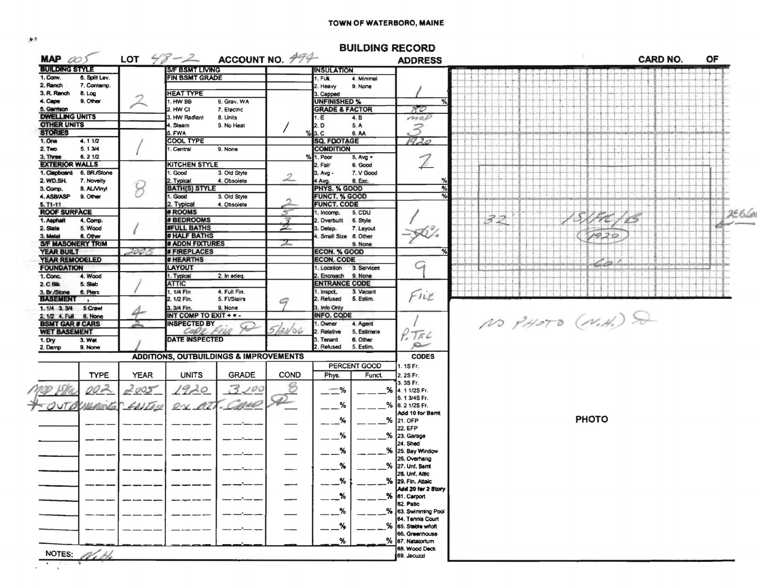# TOWN OF WATERBORO, MAINE

## BUILDING RECORD

MAP 005 | LOT 48-2 | ACCOUNT NO. 494 | ADDRESS | CARD NO. OF

| Field | Value | Field | Value | Field | Value |
|---|---|---|---|---|---|
| **BUILDING STYLE**<br>1. Conv. 6. Split Lev.<br>2. Ranch 7. Contemp.<br>3. R. Ranch 8. Log<br>4. Cape 9. Other<br>5. Garrison | 2 | **S/F BSMT LIVING** | | **INSULATION**<br>1. Full 4. Minimal<br>2. Heavy 9. None<br>3. Capped | 1 |
| | | **FIN BSMT GRADE** | | **UNFINISHED %** | % |
| **DWELLING UNITS** | | **HEAT TYPE**<br>1. HW BB 6. Grav. WA<br>2. HW CI 7. Electric<br>3. HW Radiant 8. Units<br>4. Steam 9. No Heat<br>5. FWA | 1 % | **GRADE & FACTOR**<br>1. E 4. B<br>2. D 5. A<br>3. C 6. AA | 80 mod 3 |
| **OTHER UNITS** | | | | **SQ. FOOTAGE** | 1920 |
| **STORIES**<br>1. One 4. 1 1/2<br>2. Two 5. 1 3/4<br>3. Three 6. 2 1/2 | 1 | **COOL TYPE**<br>1. Central 9. None | % | **CONDITION**<br>1. Poor 5. Avg +<br>2. Fair 6. Good<br>3. Avg - 7. V Good<br>4 Avg. 8. Exc. | 7 |
| **EXTERIOR WALLS**<br>1. Clapboard 6. BR./Stone<br>2. WD.SH. 7. Novelty<br>3. Comp. 8. AL/Vinyl<br>4. ASB/ASP 9. Other<br>5. T1-11 | 8 | **KITCHEN STYLE**<br>1. Good 3. Old Style<br>2. Typical 4. Obsolete | 2 | **PHYS. % GOOD** | % |
| | | **BATH(S) STYLE**<br>1. Good 3. Old Style<br>2. Typical 4. Obsolete | 2 | **FUNCT. % GOOD** | % |
| **ROOF SURFACE**<br>1. Asphalt 4. Comp.<br>2. Slate 5. Wood<br>3. Metal 6. Other | 1 | **# ROOMS** | 5 | **FUNCT. CODE**<br>1. Incomp. 5. CDU<br>2. Overbuilt 6. Style<br>3. Delap. 7. Layout<br>4. Small Size 8. Other<br>9. None | 1 |
| | | **# BEDROOMS** | 3 | | ~~50%~~ |
| | | **#FULL BATHS** | 2 | | |
| | | **# HALF BATHS** | | | |
| **S/F MASONERY TRIM** | | **# ADDN FIXTURES** | 2 | | |
| **YEAR BUILT** | 2005 | **# FIREPLACES** | | **ECON. % GOOD** | % |
| **YEAR REMODELED** | | **# HEARTHS** | | **ECON. CODE**<br>1. Location 3. Services<br>2. Encroach 9. None | 9 |
| **FOUNDATION**<br>1. Conc. 4. Wood<br>2. C Blk 5. Slab<br>3. Br./Stone 6. Piers | 1 | **LAYOUT**<br>1. Typical 2. In adeq. | | | |
| **BASEMENT**<br>1. 1/4 3. 3/4 5 Crawl<br>2. 1/2 4. Full 6. None | 4 | **ATTIC**<br>1. 1/4 Fin 4. Full Fin.<br>2. 1/2 Fin. 5. Fl/Stairs<br>3. 3/4 Fin. 9. None | 9 | **ENTRANCE CODE**<br>1. Inspct. 3. Vacant<br>2. Refused 5. Estim.<br>3. Info Only | File |
| **BSMT GAR # CARS** | 2 | **INT COMP TO EXIT + = -** | | **INFO. CODE**<br>1. Owner 4. Agent<br>2. Relative 5. Estimate<br>3. Tenant 6. Other<br>2. Refused 5. Estim. | 1 |
| **WET BASEMENT**<br>1. Dry 3. Wet<br>2. Damp 9. None | 1 | **INSPECTED BY** | Cork File 5/31/06 | | P. Tel |
| | | **DATE INSPECTED** | | | |

### ADDITIONS, OUTBUILDINGS & IMPROVEMENTS

| | TYPE | YEAR | UNITS | GRADE | COND | PERCENT GOOD Phys. | PERCENT GOOD Funct. |
|---|---|---|---|---|---|---|---|
| MOD 1S/Fc | 002 | 2005 | 1920 | 3.100 | 8 | — % | % |
| + Outbuildings entered on att. card | | | | | | % | % |

NOTES: N.H.

**CODES**
1. 1S Fr.
2. 2S Fr.
3. 3S Fr.
4. 1 1/2S Fr.
5. 1 3/4S Fr.
6. 2 1/2S Fr.
Add 10 for Bsmt
21. OFP
22. EFP
23. Garage
24. Shed
25. Bay Window
26. Overhang
27. Unf. Bsmt
28. Unf. Attic
29. Fin. Attaic
Add 20 for 2 Story
61. Carport
62. Patio
63. Swimming Pool
64. Tennis Court
65. Stable w/loft
66. Greenhouse
67. Natatorium
68. Wood Deck
69. Jacuzzi

Sketch: 32' × 60' — 1S/Fc/B (1920) — 2E Bsmt Gar

No photo (N.H.)

PHOTO